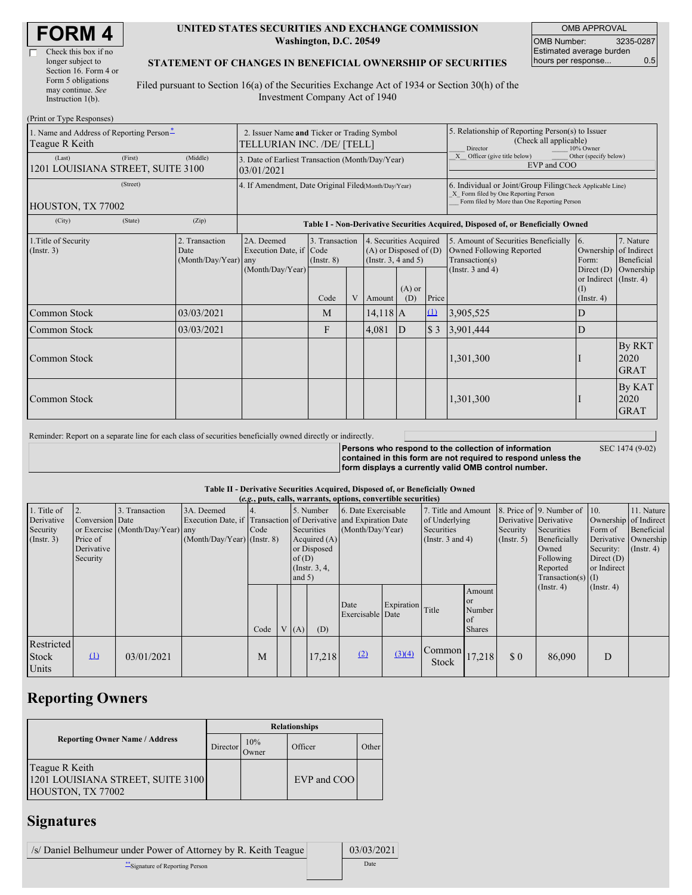# FORM 4

☐ Check this box if no longer subject to Section 16. Form 4 or Form 5 obligations may continue. *See* Instruction 1(b).

**UNITED STATES SECURITIES AND EXCHANGE COMMISSION**
**Washington, D.C. 20549**

**STATEMENT OF CHANGES IN BENEFICIAL OWNERSHIP OF SECURITIES**

Filed pursuant to Section 16(a) of the Securities Exchange Act of 1934 or Section 30(h) of the Investment Company Act of 1940

| OMB APPROVAL | |
|---|---|
| OMB Number: | 3235-0287 |
| Estimated average burden hours per response... | 0.5 |

(Print or Type Responses)

| | | |
|---|---|---|
| 1. Name and Address of Reporting Person* Teague R Keith | 2. Issuer Name **and** Ticker or Trading Symbol TELLURIAN INC. /DE/ [TELL] | 5. Relationship of Reporting Person(s) to Issuer (Check all applicable) ___ Director ___ 10% Owner _X_ Officer (give title below) ___ Other (specify below) EVP and COO |
| (Last) (First) (Middle) 1201 LOUISIANA STREET, SUITE 3100 | 3. Date of Earliest Transaction (Month/Day/Year) 03/01/2021 | |
| (Street) HOUSTON, TX 77002 | 4. If Amendment, Date Original Filed (Month/Day/Year) | 6. Individual or Joint/Group Filing (Check Applicable Line) _X_ Form filed by One Reporting Person ___ Form filed by More than One Reporting Person |
| (City) (State) (Zip) | | |

**Table I - Non-Derivative Securities Acquired, Disposed of, or Beneficially Owned**

| 1.Title of Security (Instr. 3) | 2. Transaction Date (Month/Day/Year) | 2A. Deemed Execution Date, if any (Month/Day/Year) | 3. Transaction Code (Instr. 8) | | 4. Securities Acquired (A) or Disposed of (D) (Instr. 3, 4 and 5) | | | 5. Amount of Securities Beneficially Owned Following Reported Transaction(s) (Instr. 3 and 4) | 6. Ownership Form: Direct (D) or Indirect (I) (Instr. 4) | 7. Nature of Indirect Beneficial Ownership (Instr. 4) |
|---|---|---|---|---|---|---|---|---|---|---|
| | | | Code | V | Amount | (A) or (D) | Price | | | |
| Common Stock | 03/03/2021 | | M | | 14,118 | A | (1) | 3,905,525 | D | |
| Common Stock | 03/03/2021 | | F | | 4,081 | D | $ 3 | 3,901,444 | D | |
| Common Stock | | | | | | | | 1,301,300 | I | By RKT 2020 GRAT |
| Common Stock | | | | | | | | 1,301,300 | I | By KAT 2020 GRAT |

Reminder: Report on a separate line for each class of securities beneficially owned directly or indirectly.

**Persons who respond to the collection of information contained in this form are not required to respond unless the form displays a currently valid OMB control number.** SEC 1474 (9-02)

**Table II - Derivative Securities Acquired, Disposed of, or Beneficially Owned**
***(e.g.*, puts, calls, warrants, options, convertible securities)**

| 1. Title of Derivative Security (Instr. 3) | 2. Conversion or Exercise Price of Derivative Security | 3. Transaction Date (Month/Day/Year) | 3A. Deemed Execution Date, if any (Month/Day/Year) | 4. Transaction Code (Instr. 8) | | 5. Number of Derivative Securities Acquired (A) or Disposed of (D) (Instr. 3, 4, and 5) | | 6. Date Exercisable and Expiration Date (Month/Day/Year) | | 7. Title and Amount of Underlying Securities (Instr. 3 and 4) | | 8. Price of Derivative Security (Instr. 5) | 9. Number of Derivative Securities Beneficially Owned Following Reported Transaction(s) (Instr. 4) | 10. Ownership Form of Derivative Security: Direct (D) or Indirect (I) (Instr. 4) | 11. Nature of Indirect Beneficial Ownership (Instr. 4) |
|---|---|---|---|---|---|---|---|---|---|---|---|---|---|---|---|
| | | | | Code | V | (A) | (D) | Date Exercisable | Expiration Date | Title | Amount or Number of Shares | | | | |
| Restricted Stock Units | (1) | 03/01/2021 | | M | | | 17,218 | (2) | (3)(4) | Common Stock | 17,218 | $ 0 | 86,090 | D | |

## Reporting Owners

| Reporting Owner Name / Address | Relationships | | | |
|---|---|---|---|---|
| | Director | 10% Owner | Officer | Other |
| Teague R Keith 1201 LOUISIANA STREET, SUITE 3100 HOUSTON, TX 77002 | | | EVP and COO | |

## Signatures

| | |
|---|---|
| /s/ Daniel Belhumeur under Power of Attorney by R. Keith Teague | 03/03/2021 |
| **Signature of Reporting Person | Date |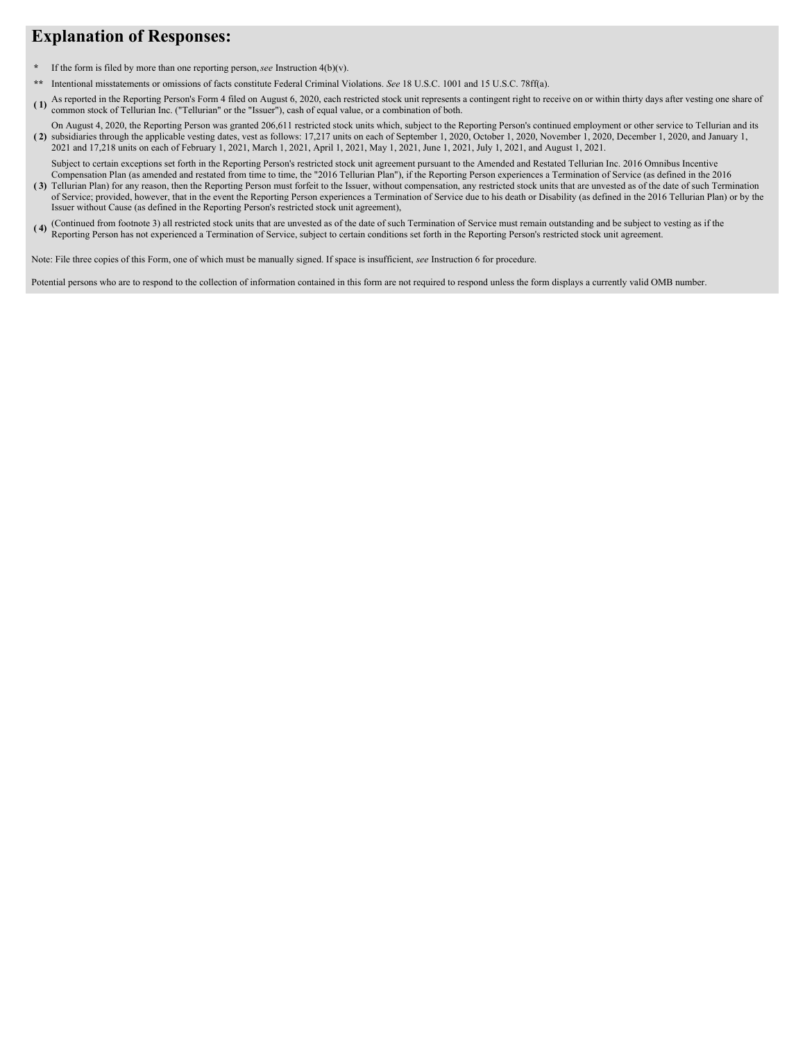# Explanation of Responses:

\* If the form is filed by more than one reporting person, *see* Instruction 4(b)(v).

\*\* Intentional misstatements or omissions of facts constitute Federal Criminal Violations. *See* 18 U.S.C. 1001 and 15 U.S.C. 78ff(a).

**( 1)** As reported in the Reporting Person's Form 4 filed on August 6, 2020, each restricted stock unit represents a contingent right to receive on or within thirty days after vesting one share of common stock of Tellurian Inc. ("Tellurian" or the "Issuer"), cash of equal value, or a combination of both.

**( 2)** On August 4, 2020, the Reporting Person was granted 206,611 restricted stock units which, subject to the Reporting Person's continued employment or other service to Tellurian and its subsidiaries through the applicable vesting dates, vest as follows: 17,217 units on each of September 1, 2020, October 1, 2020, November 1, 2020, December 1, 2020, and January 1, 2021 and 17,218 units on each of February 1, 2021, March 1, 2021, April 1, 2021, May 1, 2021, June 1, 2021, July 1, 2021, and August 1, 2021.

**( 3)** Subject to certain exceptions set forth in the Reporting Person's restricted stock unit agreement pursuant to the Amended and Restated Tellurian Inc. 2016 Omnibus Incentive Compensation Plan (as amended and restated from time to time, the "2016 Tellurian Plan"), if the Reporting Person experiences a Termination of Service (as defined in the 2016 Tellurian Plan) for any reason, then the Reporting Person must forfeit to the Issuer, without compensation, any restricted stock units that are unvested as of the date of such Termination of Service; provided, however, that in the event the Reporting Person experiences a Termination of Service due to his death or Disability (as defined in the 2016 Tellurian Plan) or by the Issuer without Cause (as defined in the Reporting Person's restricted stock unit agreement),

**( 4)** (Continued from footnote 3) all restricted stock units that are unvested as of the date of such Termination of Service must remain outstanding and be subject to vesting as if the Reporting Person has not experienced a Termination of Service, subject to certain conditions set forth in the Reporting Person's restricted stock unit agreement.

Note: File three copies of this Form, one of which must be manually signed. If space is insufficient, *see* Instruction 6 for procedure.

Potential persons who are to respond to the collection of information contained in this form are not required to respond unless the form displays a currently valid OMB number.